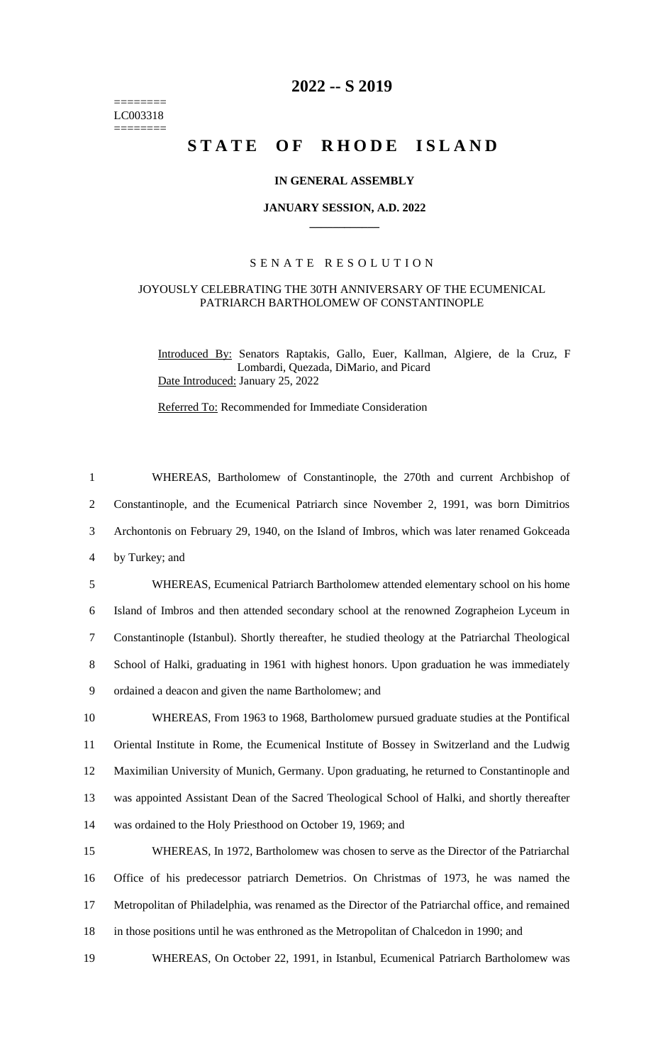# 2022 -- S 2019

========
LC003318
========

## STATE OF RHODE ISLAND

### IN GENERAL ASSEMBLY

### JANUARY SESSION, A.D. 2022

---

SENATE RESOLUTION

JOYOUSLY CELEBRATING THE 30TH ANNIVERSARY OF THE ECUMENICAL PATRIARCH BARTHOLOMEW OF CONSTANTINOPLE

Introduced By: Senators Raptakis, Gallo, Euer, Kallman, Algiere, de la Cruz, F Lombardi, Quezada, DiMario, and Picard

Date Introduced: January 25, 2022

Referred To: Recommended for Immediate Consideration

1 WHEREAS, Bartholomew of Constantinople, the 270th and current Archbishop of
2 Constantinople, and the Ecumenical Patriarch since November 2, 1991, was born Dimitrios
3 Archontonis on February 29, 1940, on the Island of Imbros, which was later renamed Gokceada
4 by Turkey; and

5 WHEREAS, Ecumenical Patriarch Bartholomew attended elementary school on his home
6 Island of Imbros and then attended secondary school at the renowned Zographeion Lyceum in
7 Constantinople (Istanbul). Shortly thereafter, he studied theology at the Patriarchal Theological
8 School of Halki, graduating in 1961 with highest honors. Upon graduation he was immediately
9 ordained a deacon and given the name Bartholomew; and

10 WHEREAS, From 1963 to 1968, Bartholomew pursued graduate studies at the Pontifical
11 Oriental Institute in Rome, the Ecumenical Institute of Bossey in Switzerland and the Ludwig
12 Maximilian University of Munich, Germany. Upon graduating, he returned to Constantinople and
13 was appointed Assistant Dean of the Sacred Theological School of Halki, and shortly thereafter
14 was ordained to the Holy Priesthood on October 19, 1969; and

15 WHEREAS, In 1972, Bartholomew was chosen to serve as the Director of the Patriarchal
16 Office of his predecessor patriarch Demetrios. On Christmas of 1973, he was named the
17 Metropolitan of Philadelphia, was renamed as the Director of the Patriarchal office, and remained
18 in those positions until he was enthroned as the Metropolitan of Chalcedon in 1990; and

19 WHEREAS, On October 22, 1991, in Istanbul, Ecumenical Patriarch Bartholomew was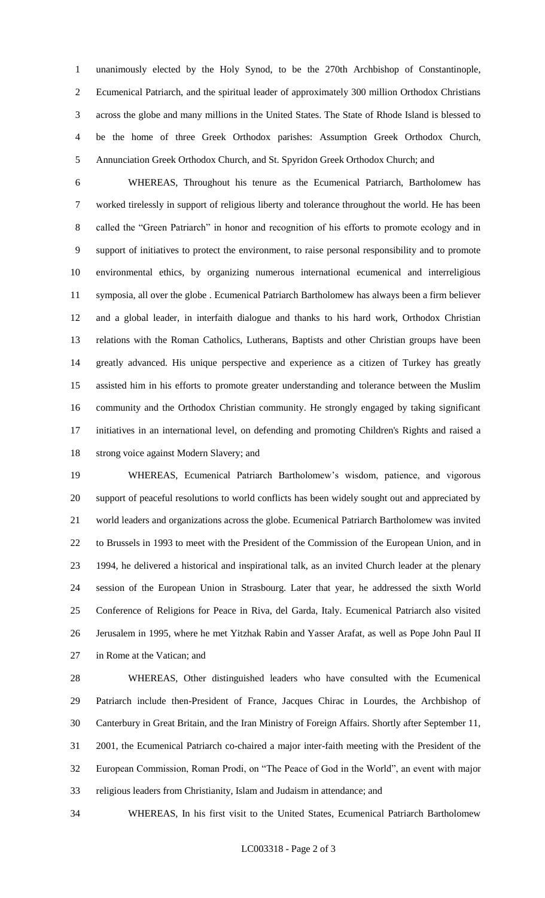unanimously elected by the Holy Synod, to be the 270th Archbishop of Constantinople, Ecumenical Patriarch, and the spiritual leader of approximately 300 million Orthodox Christians across the globe and many millions in the United States. The State of Rhode Island is blessed to be the home of three Greek Orthodox parishes: Assumption Greek Orthodox Church, Annunciation Greek Orthodox Church, and St. Spyridon Greek Orthodox Church; and

WHEREAS, Throughout his tenure as the Ecumenical Patriarch, Bartholomew has worked tirelessly in support of religious liberty and tolerance throughout the world. He has been called the "Green Patriarch" in honor and recognition of his efforts to promote ecology and in support of initiatives to protect the environment, to raise personal responsibility and to promote environmental ethics, by organizing numerous international ecumenical and interreligious symposia, all over the globe . Ecumenical Patriarch Bartholomew has always been a firm believer and a global leader, in interfaith dialogue and thanks to his hard work, Orthodox Christian relations with the Roman Catholics, Lutherans, Baptists and other Christian groups have been greatly advanced. His unique perspective and experience as a citizen of Turkey has greatly assisted him in his efforts to promote greater understanding and tolerance between the Muslim community and the Orthodox Christian community. He strongly engaged by taking significant initiatives in an international level, on defending and promoting Children's Rights and raised a strong voice against Modern Slavery; and

WHEREAS, Ecumenical Patriarch Bartholomew's wisdom, patience, and vigorous support of peaceful resolutions to world conflicts has been widely sought out and appreciated by world leaders and organizations across the globe. Ecumenical Patriarch Bartholomew was invited to Brussels in 1993 to meet with the President of the Commission of the European Union, and in 1994, he delivered a historical and inspirational talk, as an invited Church leader at the plenary session of the European Union in Strasbourg. Later that year, he addressed the sixth World Conference of Religions for Peace in Riva, del Garda, Italy. Ecumenical Patriarch also visited Jerusalem in 1995, where he met Yitzhak Rabin and Yasser Arafat, as well as Pope John Paul II in Rome at the Vatican; and

WHEREAS, Other distinguished leaders who have consulted with the Ecumenical Patriarch include then-President of France, Jacques Chirac in Lourdes, the Archbishop of Canterbury in Great Britain, and the Iran Ministry of Foreign Affairs. Shortly after September 11, 2001, the Ecumenical Patriarch co-chaired a major inter-faith meeting with the President of the European Commission, Roman Prodi, on "The Peace of God in the World", an event with major religious leaders from Christianity, Islam and Judaism in attendance; and

WHEREAS, In his first visit to the United States, Ecumenical Patriarch Bartholomew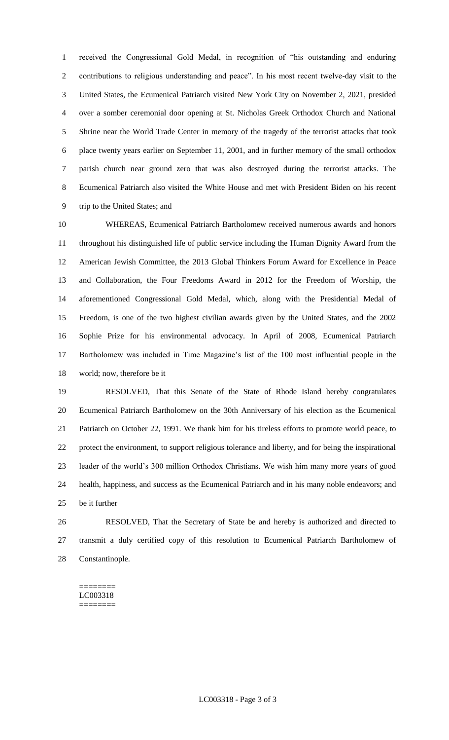received the Congressional Gold Medal, in recognition of "his outstanding and enduring contributions to religious understanding and peace". In his most recent twelve-day visit to the United States, the Ecumenical Patriarch visited New York City on November 2, 2021, presided over a somber ceremonial door opening at St. Nicholas Greek Orthodox Church and National Shrine near the World Trade Center in memory of the tragedy of the terrorist attacks that took place twenty years earlier on September 11, 2001, and in further memory of the small orthodox parish church near ground zero that was also destroyed during the terrorist attacks. The Ecumenical Patriarch also visited the White House and met with President Biden on his recent trip to the United States; and

WHEREAS, Ecumenical Patriarch Bartholomew received numerous awards and honors throughout his distinguished life of public service including the Human Dignity Award from the American Jewish Committee, the 2013 Global Thinkers Forum Award for Excellence in Peace and Collaboration, the Four Freedoms Award in 2012 for the Freedom of Worship, the aforementioned Congressional Gold Medal, which, along with the Presidential Medal of Freedom, is one of the two highest civilian awards given by the United States, and the 2002 Sophie Prize for his environmental advocacy. In April of 2008, Ecumenical Patriarch Bartholomew was included in Time Magazine's list of the 100 most influential people in the world; now, therefore be it

RESOLVED, That this Senate of the State of Rhode Island hereby congratulates Ecumenical Patriarch Bartholomew on the 30th Anniversary of his election as the Ecumenical Patriarch on October 22, 1991. We thank him for his tireless efforts to promote world peace, to protect the environment, to support religious tolerance and liberty, and for being the inspirational leader of the world's 300 million Orthodox Christians. We wish him many more years of good health, happiness, and success as the Ecumenical Patriarch and in his many noble endeavors; and be it further

RESOLVED, That the Secretary of State be and hereby is authorized and directed to transmit a duly certified copy of this resolution to Ecumenical Patriarch Bartholomew of Constantinople.

========
LC003318
========